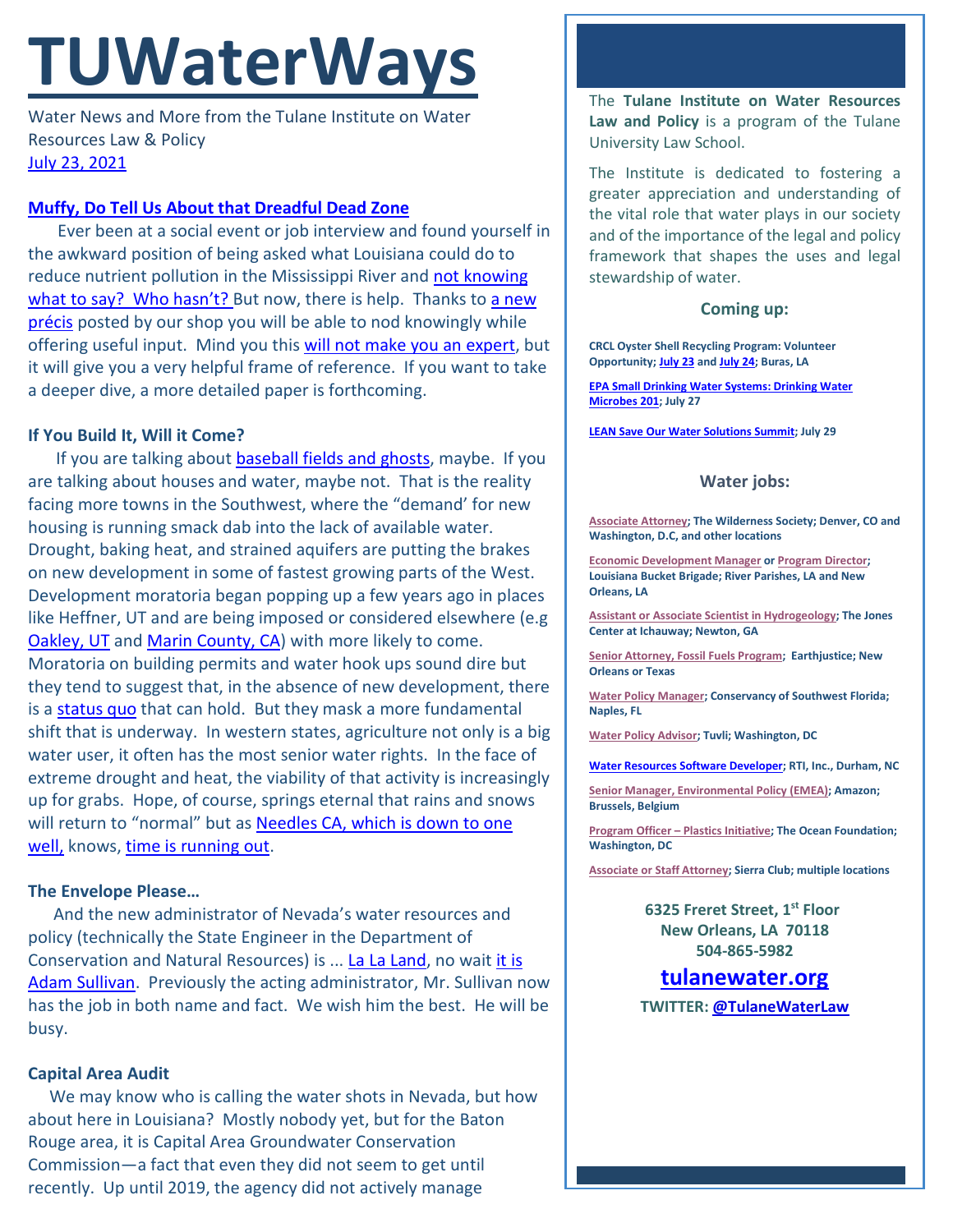# TUWaterWays

Water News and More from the Tulane Institute on Water Resources Law & Policy
July 23, 2021

### Muffy, Do Tell Us About that Dreadful Dead Zone

Ever been at a social event or job interview and found yourself in the awkward position of being asked what Louisiana could do to reduce nutrient pollution in the Mississippi River and not knowing what to say? Who hasn't? But now, there is help. Thanks to a new précis posted by our shop you will be able to nod knowingly while offering useful input. Mind you this will not make you an expert, but it will give you a very helpful frame of reference. If you want to take a deeper dive, a more detailed paper is forthcoming.

**If You Build It, Will it Come?**

If you are talking about baseball fields and ghosts, maybe. If you are talking about houses and water, maybe not. That is the reality facing more towns in the Southwest, where the "demand' for new housing is running smack dab into the lack of available water. Drought, baking heat, and strained aquifers are putting the brakes on new development in some of fastest growing parts of the West. Development moratoria began popping up a few years ago in places like Heffner, UT and are being imposed or considered elsewhere (e.g Oakley, UT and Marin County, CA) with more likely to come. Moratoria on building permits and water hook ups sound dire but they tend to suggest that, in the absence of new development, there is a status quo that can hold. But they mask a more fundamental shift that is underway. In western states, agriculture not only is a big water user, it often has the most senior water rights. In the face of extreme drought and heat, the viability of that activity is increasingly up for grabs. Hope, of course, springs eternal that rains and snows will return to "normal" but as Needles CA, which is down to one well, knows, time is running out.

**The Envelope Please…**

And the new administrator of Nevada's water resources and policy (technically the State Engineer in the Department of Conservation and Natural Resources) is ... La La Land, no wait it is Adam Sullivan. Previously the acting administrator, Mr. Sullivan now has the job in both name and fact. We wish him the best. He will be busy.

**Capital Area Audit**

We may know who is calling the water shots in Nevada, but how about here in Louisiana? Mostly nobody yet, but for the Baton Rouge area, it is Capital Area Groundwater Conservation Commission—a fact that even they did not seem to get until recently. Up until 2019, the agency did not actively manage

The **Tulane Institute on Water Resources Law and Policy** is a program of the Tulane University Law School.

The Institute is dedicated to fostering a greater appreciation and understanding of the vital role that water plays in our society and of the importance of the legal and policy framework that shapes the uses and legal stewardship of water.

**Coming up:**

**CRCL Oyster Shell Recycling Program: Volunteer Opportunity; July 23 and July 24; Buras, LA**

**EPA Small Drinking Water Systems: Drinking Water Microbes 201; July 27**

**LEAN Save Our Water Solutions Summit; July 29**

**Water jobs:**

**Associate Attorney; The Wilderness Society; Denver, CO and Washington, D.C, and other locations**

**Economic Development Manager or Program Director; Louisiana Bucket Brigade; River Parishes, LA and New Orleans, LA**

**Assistant or Associate Scientist in Hydrogeology; The Jones Center at Ichauway; Newton, GA**

**Senior Attorney, Fossil Fuels Program; Earthjustice; New Orleans or Texas**

**Water Policy Manager; Conservancy of Southwest Florida; Naples, FL**

**Water Policy Advisor; Tuvli; Washington, DC**

**Water Resources Software Developer; RTI, Inc., Durham, NC**

**Senior Manager, Environmental Policy (EMEA); Amazon; Brussels, Belgium**

**Program Officer – Plastics Initiative; The Ocean Foundation; Washington, DC**

**Associate or Staff Attorney; Sierra Club; multiple locations**

**6325 Freret Street, 1st Floor**
**New Orleans, LA 70118**
**504-865-5982**

**tulanewater.org**

**TWITTER: @TulaneWaterLaw**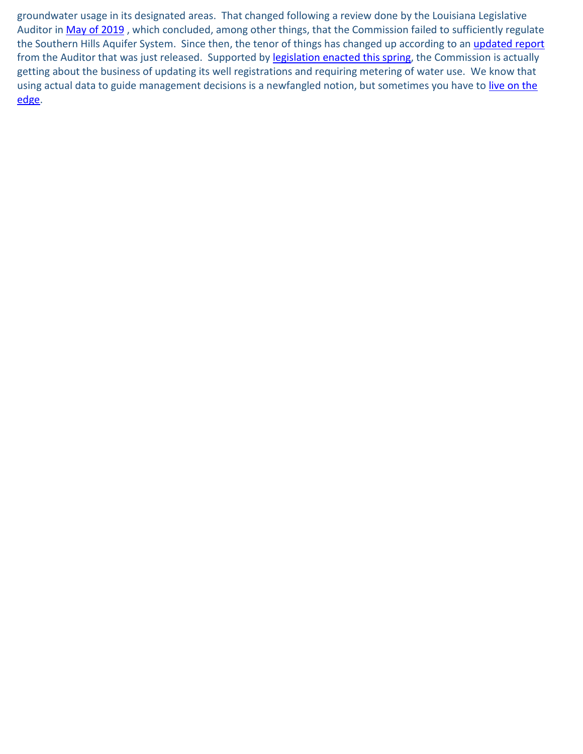groundwater usage in its designated areas.  That changed following a review done by the Louisiana Legislative Auditor in May of 2019 , which concluded, among other things, that the Commission failed to sufficiently regulate the Southern Hills Aquifer System.  Since then, the tenor of things has changed up according to an updated report from the Auditor that was just released.  Supported by legislation enacted this spring, the Commission is actually getting about the business of updating its well registrations and requiring metering of water use.  We know that using actual data to guide management decisions is a newfangled notion, but sometimes you have to live on the edge.